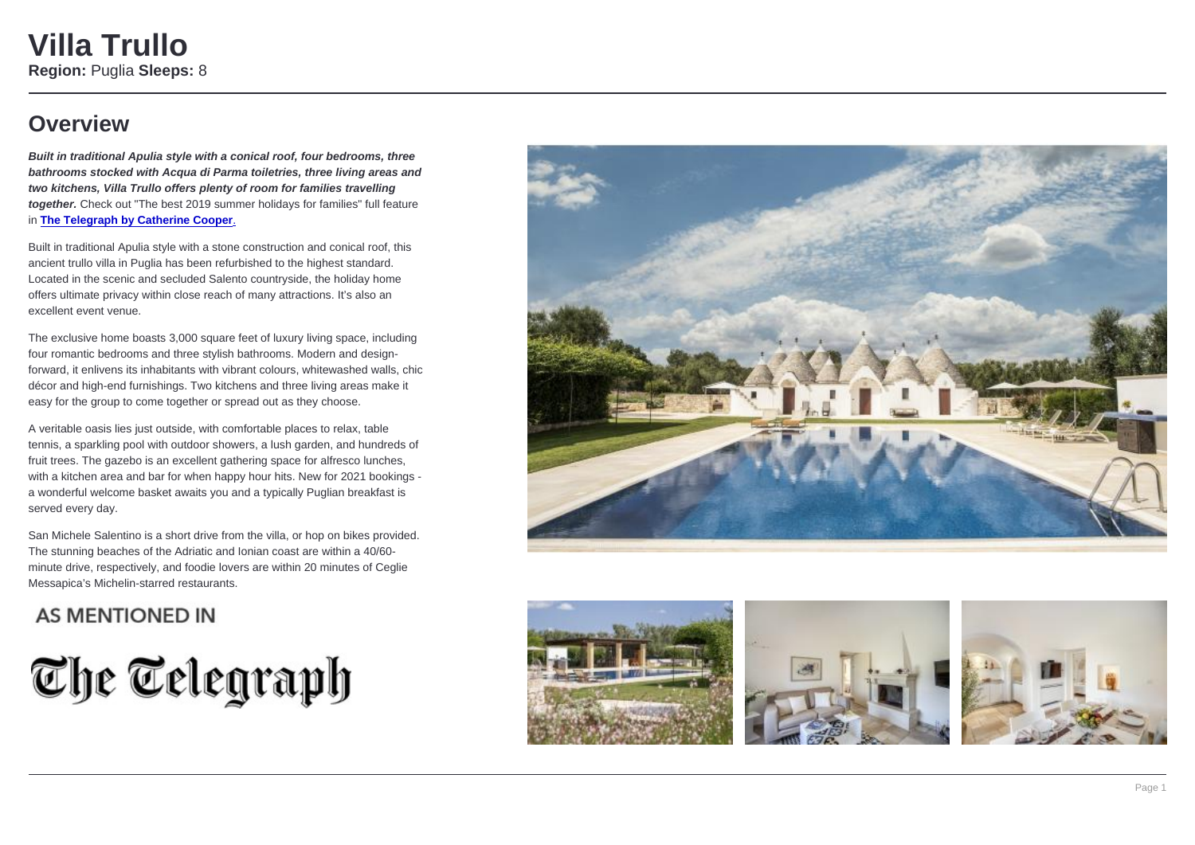# Villa Trullo

**Region:** Puglia **Sleeps:** 8

## Overview

***Built in traditional Apulia style with a conical roof, four bedrooms, three bathrooms stocked with Acqua di Parma toiletries, three living areas and two kitchens, Villa Trullo offers plenty of room for families travelling together.*** Check out "The best 2019 summer holidays for families" full feature in **The Telegraph by Catherine Cooper**.

Built in traditional Apulia style with a stone construction and conical roof, this ancient trullo villa in Puglia has been refurbished to the highest standard. Located in the scenic and secluded Salento countryside, the holiday home offers ultimate privacy within close reach of many attractions. It's also an excellent event venue.

The exclusive home boasts 3,000 square feet of luxury living space, including four romantic bedrooms and three stylish bathrooms. Modern and design-forward, it enlivens its inhabitants with vibrant colours, whitewashed walls, chic décor and high-end furnishings. Two kitchens and three living areas make it easy for the group to come together or spread out as they choose.

A veritable oasis lies just outside, with comfortable places to relax, table tennis, a sparkling pool with outdoor showers, a lush garden, and hundreds of fruit trees. The gazebo is an excellent gathering space for alfresco lunches, with a kitchen area and bar for when happy hour hits. New for 2021 bookings - a wonderful welcome basket awaits you and a typically Puglian breakfast is served every day.

San Michele Salentino is a short drive from the villa, or hop on bikes provided. The stunning beaches of the Adriatic and Ionian coast are within a 40/60-minute drive, respectively, and foodie lovers are within 20 minutes of Ceglie Messapica's Michelin-starred restaurants.

AS MENTIONED IN

The Telegraph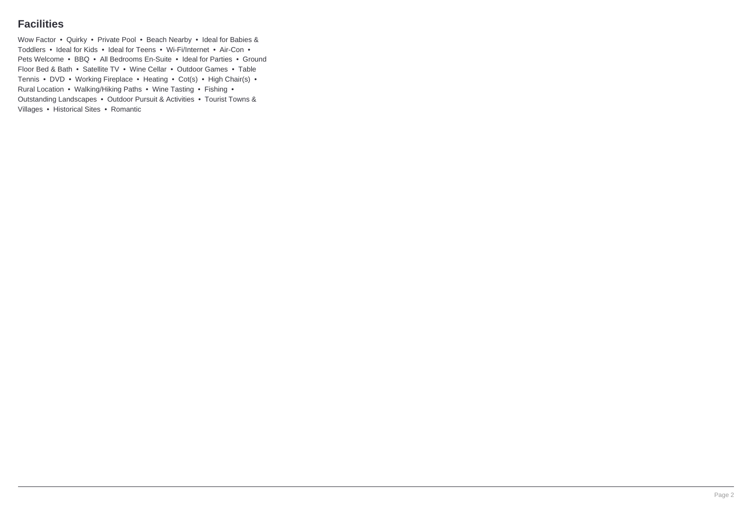## Facilities

Wow Factor • Quirky • Private Pool • Beach Nearby • Ideal for Babies & Toddlers • Ideal for Kids • Ideal for Teens • Wi-Fi/Internet • Air-Con • Pets Welcome • BBQ • All Bedrooms En-Suite • Ideal for Parties • Ground Floor Bed & Bath • Satellite TV • Wine Cellar • Outdoor Games • Table Tennis • DVD • Working Fireplace • Heating • Cot(s) • High Chair(s) • Rural Location • Walking/Hiking Paths • Wine Tasting • Fishing • Outstanding Landscapes • Outdoor Pursuit & Activities • Tourist Towns & Villages • Historical Sites • Romantic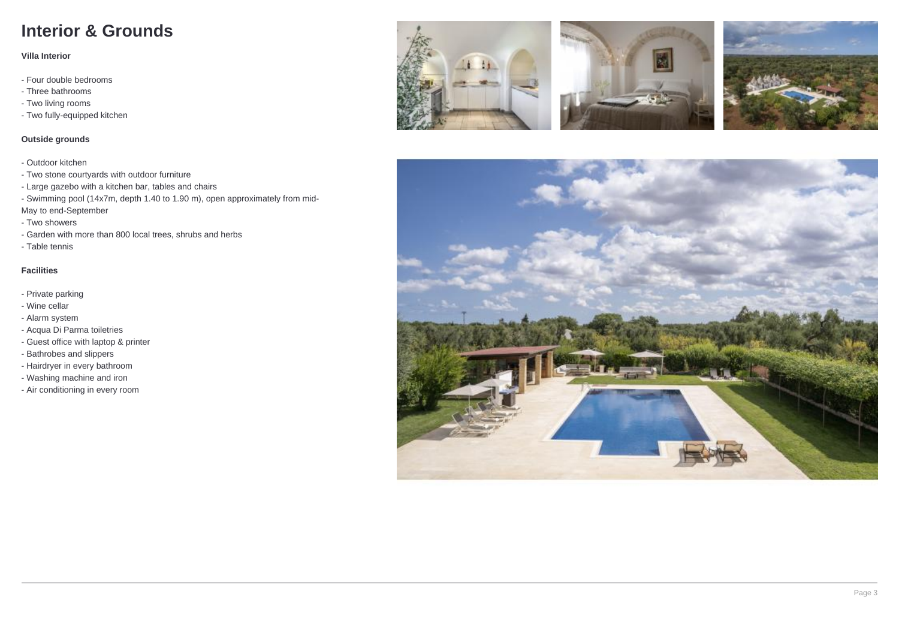# Interior & Grounds

**Villa Interior**

- Four double bedrooms
- Three bathrooms
- Two living rooms
- Two fully-equipped kitchen

**Outside grounds**

- Outdoor kitchen
- Two stone courtyards with outdoor furniture
- Large gazebo with a kitchen bar, tables and chairs
- Swimming pool (14x7m, depth 1.40 to 1.90 m), open approximately from mid-May to end-September
- Two showers
- Garden with more than 800 local trees, shrubs and herbs
- Table tennis

**Facilities**

- Private parking
- Wine cellar
- Alarm system
- Acqua Di Parma toiletries
- Guest office with laptop & printer
- Bathrobes and slippers
- Hairdryer in every bathroom
- Washing machine and iron
- Air conditioning in every room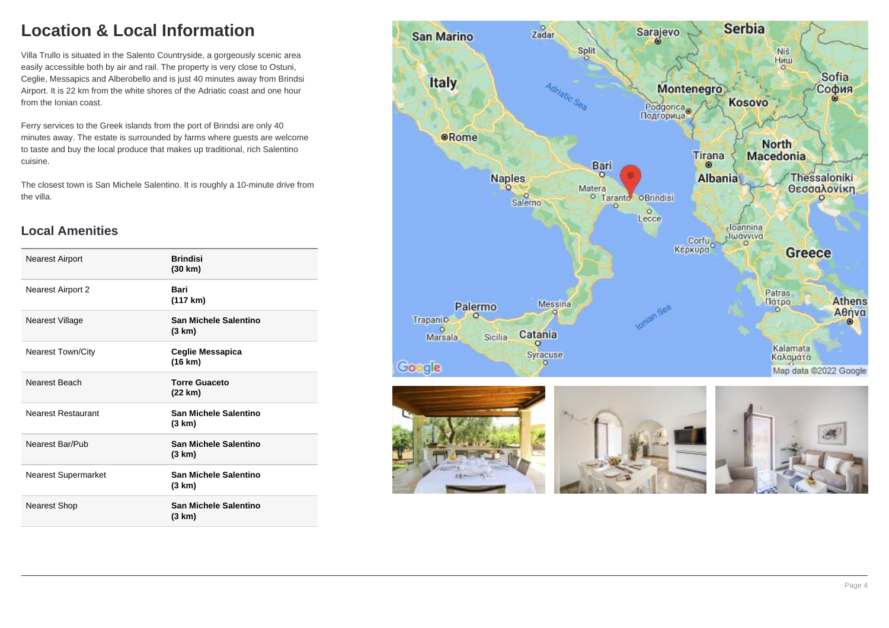# Location & Local Information

Villa Trullo is situated in the Salento Countryside, a gorgeously scenic area easily accessible both by air and rail. The property is very close to Ostuni, Ceglie, Messapics and Alberobello and is just 40 minutes away from Brindsi Airport. It is 22 km from the white shores of the Adriatic coast and one hour from the Ionian coast.

Ferry services to the Greek islands from the port of Brindsi are only 40 minutes away. The estate is surrounded by farms where guests are welcome to taste and buy the local produce that makes up traditional, rich Salentino cuisine.

The closest town is San Michele Salentino. It is roughly a 10-minute drive from the villa.

## Local Amenities

| | |
|---|---|
| Nearest Airport | **Brindisi (30 km)** |
| Nearest Airport 2 | **Bari (117 km)** |
| Nearest Village | **San Michele Salentino (3 km)** |
| Nearest Town/City | **Ceglie Messapica (16 km)** |
| Nearest Beach | **Torre Guaceto (22 km)** |
| Nearest Restaurant | **San Michele Salentino (3 km)** |
| Nearest Bar/Pub | **San Michele Salentino (3 km)** |
| Nearest Supermarket | **San Michele Salentino (3 km)** |
| Nearest Shop | **San Michele Salentino (3 km)** |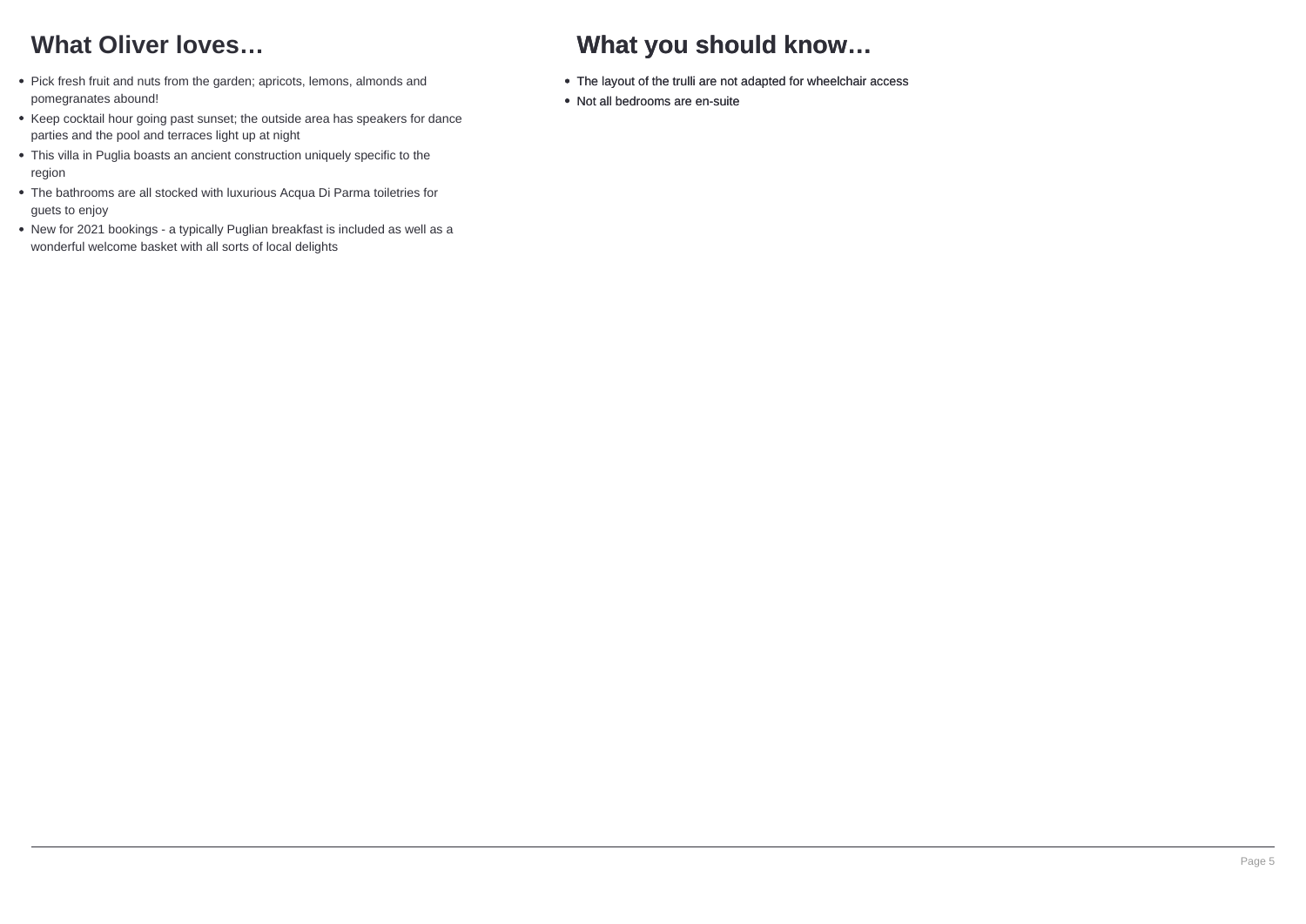## What Oliver loves…

- Pick fresh fruit and nuts from the garden; apricots, lemons, almonds and pomegranates abound!
- Keep cocktail hour going past sunset; the outside area has speakers for dance parties and the pool and terraces light up at night
- This villa in Puglia boasts an ancient construction uniquely specific to the region
- The bathrooms are all stocked with luxurious Acqua Di Parma toiletries for guets to enjoy
- New for 2021 bookings - a typically Puglian breakfast is included as well as a wonderful welcome basket with all sorts of local delights

## What you should know…

- The layout of the trulli are not adapted for wheelchair access
- Not all bedrooms are en-suite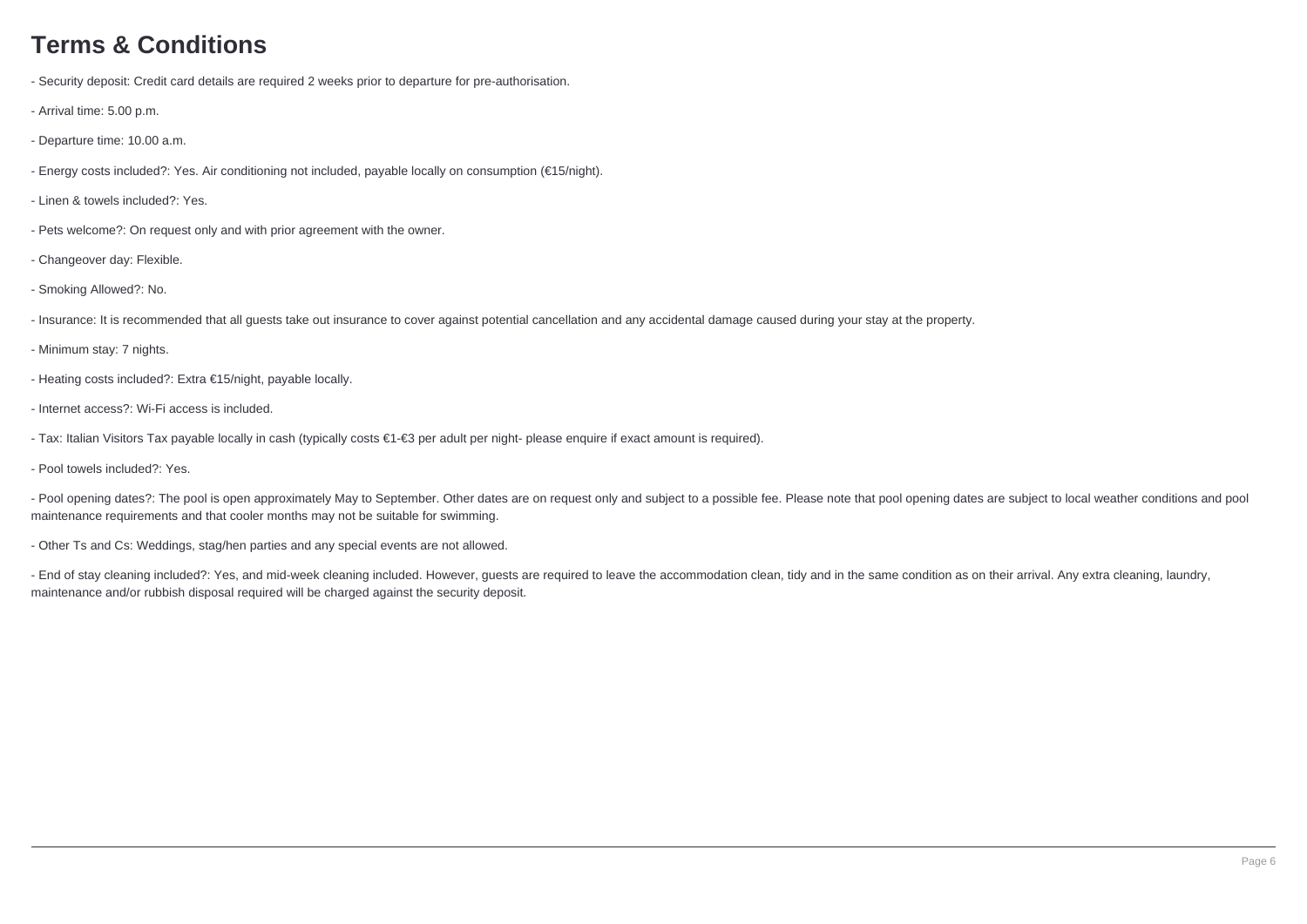# Terms & Conditions

- Security deposit: Credit card details are required 2 weeks prior to departure for pre-authorisation.

- Arrival time: 5.00 p.m.

- Departure time: 10.00 a.m.

- Energy costs included?: Yes. Air conditioning not included, payable locally on consumption (€15/night).

- Linen & towels included?: Yes.

- Pets welcome?: On request only and with prior agreement with the owner.

- Changeover day: Flexible.

- Smoking Allowed?: No.

- Insurance: It is recommended that all guests take out insurance to cover against potential cancellation and any accidental damage caused during your stay at the property.

- Minimum stay: 7 nights.

- Heating costs included?: Extra €15/night, payable locally.

- Internet access?: Wi-Fi access is included.

- Tax: Italian Visitors Tax payable locally in cash (typically costs €1-€3 per adult per night- please enquire if exact amount is required).

- Pool towels included?: Yes.

- Pool opening dates?: The pool is open approximately May to September. Other dates are on request only and subject to a possible fee. Please note that pool opening dates are subject to local weather conditions and pool maintenance requirements and that cooler months may not be suitable for swimming.

- Other Ts and Cs: Weddings, stag/hen parties and any special events are not allowed.

- End of stay cleaning included?: Yes, and mid-week cleaning included. However, guests are required to leave the accommodation clean, tidy and in the same condition as on their arrival. Any extra cleaning, laundry, maintenance and/or rubbish disposal required will be charged against the security deposit.